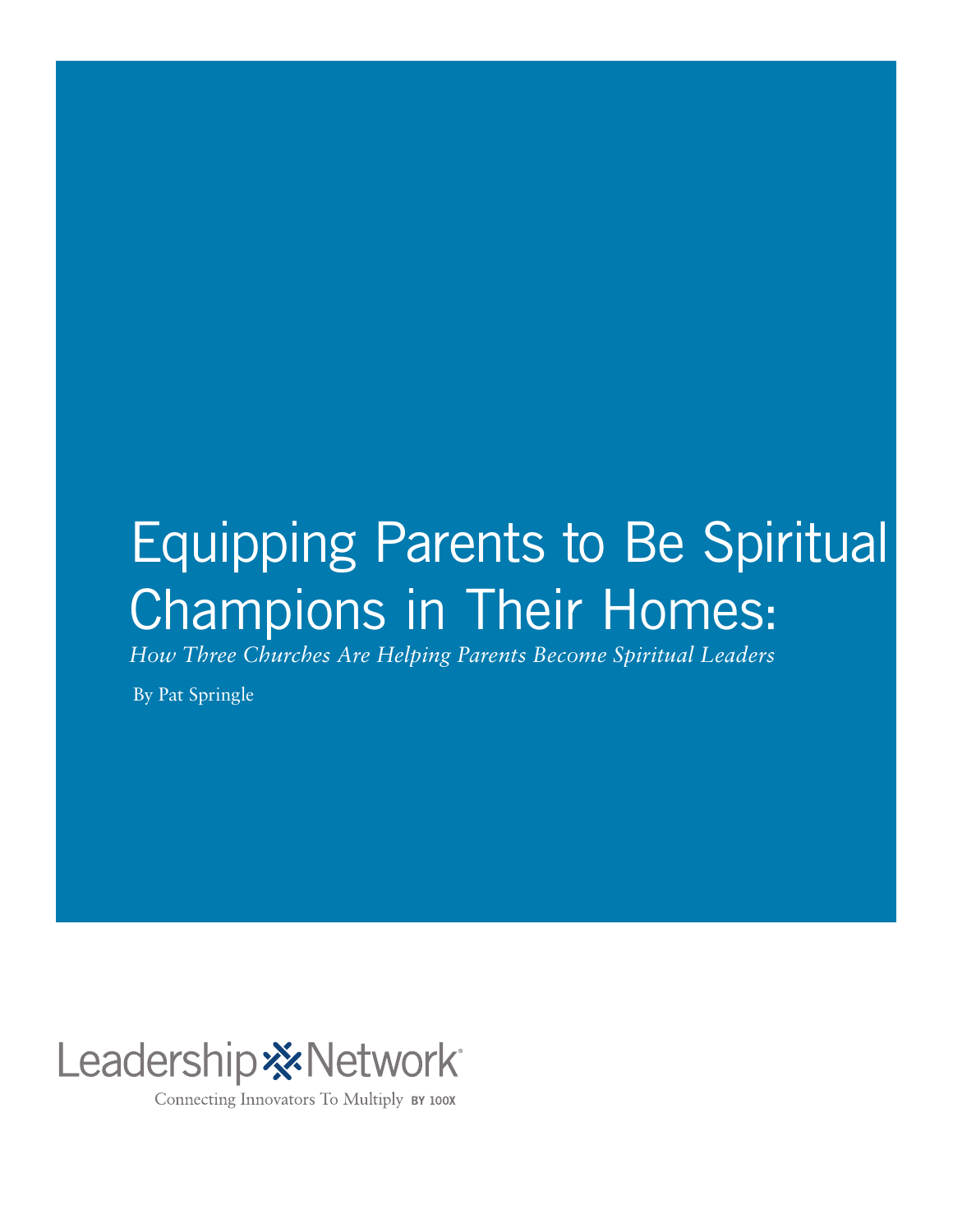# Equipping Parents to Be Spiritual Champions in Their Homes:

*How Three Churches Are Helping Parents Become Spiritual Leaders*

By Pat Springle

Leadership Network

Connecting Innovators To Multiply BY 100X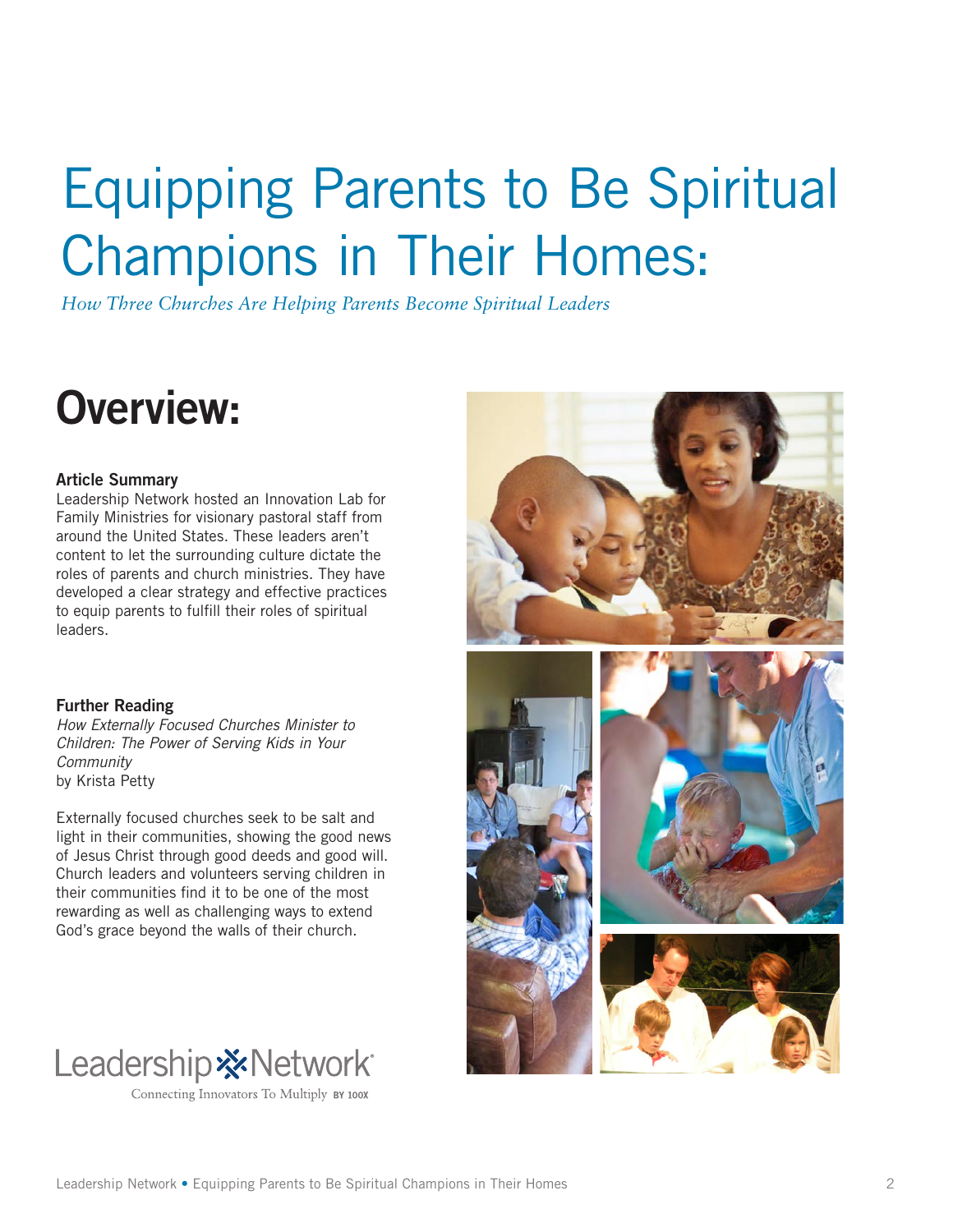# Equipping Parents to Be Spiritual Champions in Their Homes:

*How Three Churches Are Helping Parents Become Spiritual Leaders*

## Overview:

**Article Summary**
Leadership Network hosted an Innovation Lab for Family Ministries for visionary pastoral staff from around the United States. These leaders aren't content to let the surrounding culture dictate the roles of parents and church ministries. They have developed a clear strategy and effective practices to equip parents to fulfill their roles of spiritual leaders.

**Further Reading**
*How Externally Focused Churches Minister to Children: The Power of Serving Kids in Your Community*
by Krista Petty

Externally focused churches seek to be salt and light in their communities, showing the good news of Jesus Christ through good deeds and good will. Church leaders and volunteers serving children in their communities find it to be one of the most rewarding as well as challenging ways to extend God's grace beyond the walls of their church.

Leadership Network
Connecting Innovators To Multiply BY 100X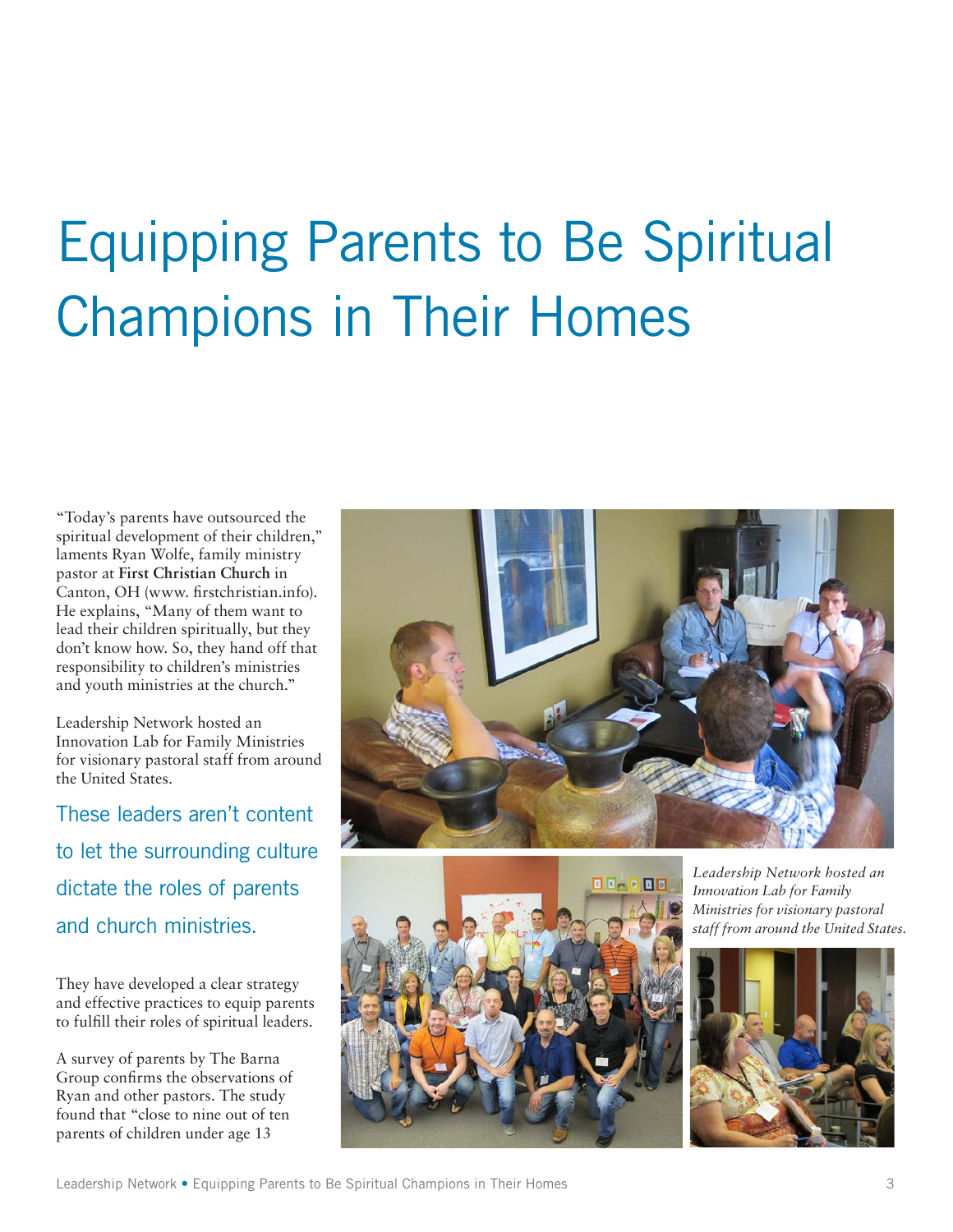# Equipping Parents to Be Spiritual Champions in Their Homes

"Today's parents have outsourced the spiritual development of their children," laments Ryan Wolfe, family ministry pastor at **First Christian Church** in Canton, OH (www. firstchristian.info). He explains, "Many of them want to lead their children spiritually, but they don't know how. So, they hand off that responsibility to children's ministries and youth ministries at the church."

Leadership Network hosted an Innovation Lab for Family Ministries for visionary pastoral staff from around the United States.

These leaders aren't content to let the surrounding culture dictate the roles of parents and church ministries.

They have developed a clear strategy and effective practices to equip parents to fulfill their roles of spiritual leaders.

A survey of parents by The Barna Group confirms the observations of Ryan and other pastors. The study found that "close to nine out of ten parents of children under age 13

*Leadership Network hosted an Innovation Lab for Family Ministries for visionary pastoral staff from around the United States.*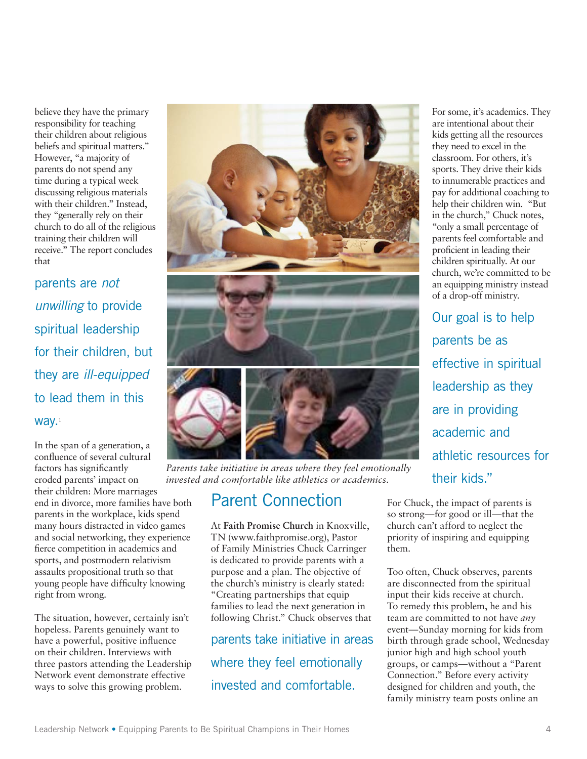believe they have the primary responsibility for teaching their children about religious beliefs and spiritual matters." However, "a majority of parents do not spend any time during a typical week discussing religious materials with their children." Instead, they "generally rely on their church to do all of the religious training their children will receive." The report concludes that

parents are *not unwilling* to provide spiritual leadership for their children, but they are *ill-equipped* to lead them in this way.[1]

In the span of a generation, a confluence of several cultural factors has significantly eroded parents' impact on their children: More marriages end in divorce, more families have both parents in the workplace, kids spend many hours distracted in video games and social networking, they experience fierce competition in academics and sports, and postmodern relativism assaults propositional truth so that young people have difficulty knowing right from wrong.

The situation, however, certainly isn't hopeless. Parents genuinely want to have a powerful, positive influence on their children. Interviews with three pastors attending the Leadership Network event demonstrate effective ways to solve this growing problem.

*Parents take initiative in areas where they feel emotionally invested and comfortable like athletics or academics.*

## Parent Connection

At **Faith Promise Church** in Knoxville, TN (www.faithpromise.org), Pastor of Family Ministries Chuck Carringer is dedicated to provide parents with a purpose and a plan. The objective of the church's ministry is clearly stated: "Creating partnerships that equip families to lead the next generation in following Christ." Chuck observes that

parents take initiative in areas where they feel emotionally invested and comfortable.

For some, it's academics. They are intentional about their kids getting all the resources they need to excel in the classroom. For others, it's sports. They drive their kids to innumerable practices and pay for additional coaching to help their children win. "But in the church," Chuck notes, "only a small percentage of parents feel comfortable and proficient in leading their children spiritually. At our church, we're committed to be an equipping ministry instead of a drop-off ministry.

Our goal is to help parents be as effective in spiritual leadership as they are in providing academic and athletic resources for their kids."

For Chuck, the impact of parents is so strong—for good or ill—that the church can't afford to neglect the priority of inspiring and equipping them.

Too often, Chuck observes, parents are disconnected from the spiritual input their kids receive at church. To remedy this problem, he and his team are committed to not have *any* event—Sunday morning for kids from birth through grade school, Wednesday junior high and high school youth groups, or camps—without a "Parent Connection." Before every activity designed for children and youth, the family ministry team posts online an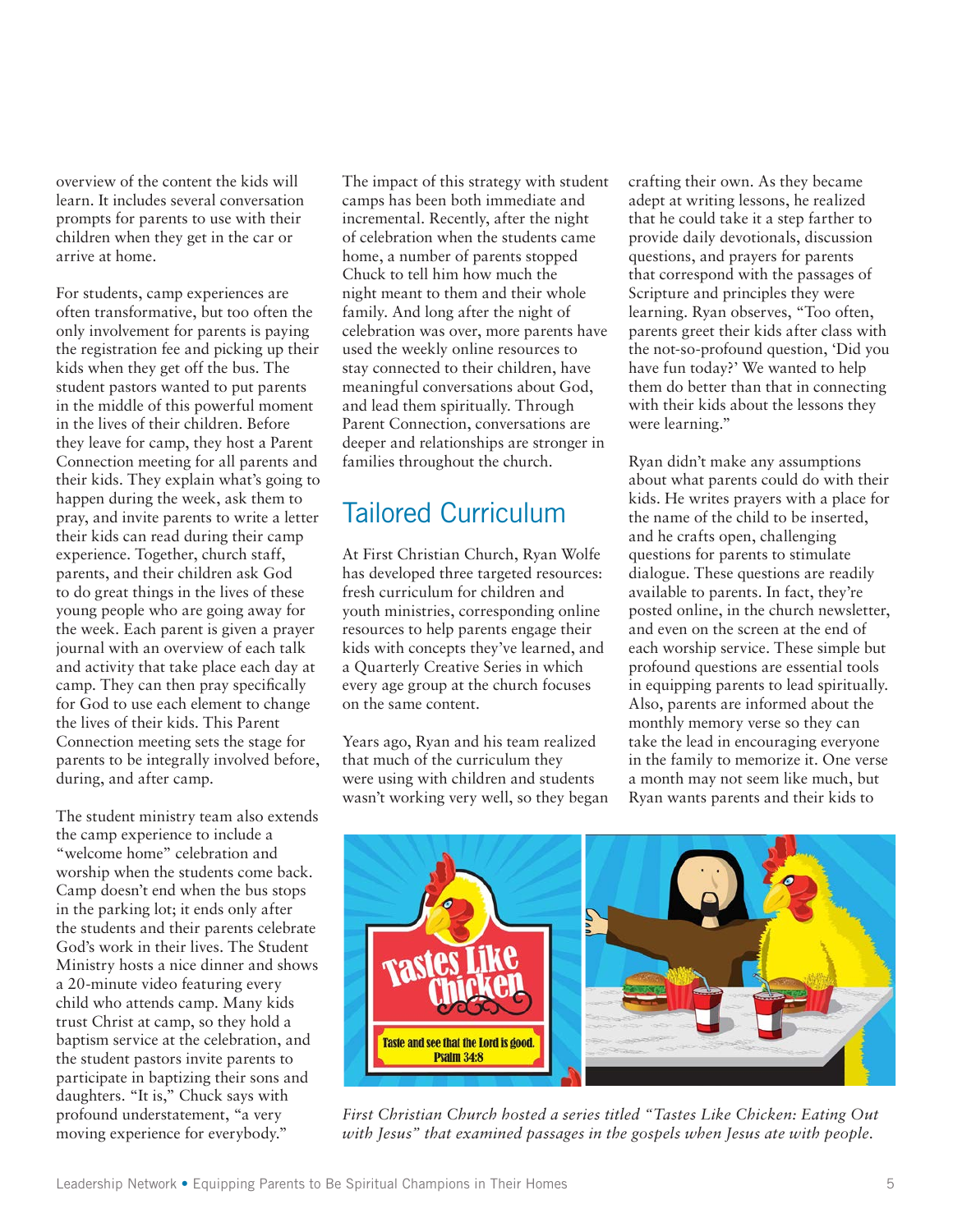overview of the content the kids will learn. It includes several conversation prompts for parents to use with their children when they get in the car or arrive at home.

For students, camp experiences are often transformative, but too often the only involvement for parents is paying the registration fee and picking up their kids when they get off the bus. The student pastors wanted to put parents in the middle of this powerful moment in the lives of their children. Before they leave for camp, they host a Parent Connection meeting for all parents and their kids. They explain what's going to happen during the week, ask them to pray, and invite parents to write a letter their kids can read during their camp experience. Together, church staff, parents, and their children ask God to do great things in the lives of these young people who are going away for the week. Each parent is given a prayer journal with an overview of each talk and activity that take place each day at camp. They can then pray specifically for God to use each element to change the lives of their kids. This Parent Connection meeting sets the stage for parents to be integrally involved before, during, and after camp.

The student ministry team also extends the camp experience to include a "welcome home" celebration and worship when the students come back. Camp doesn't end when the bus stops in the parking lot; it ends only after the students and their parents celebrate God's work in their lives. The Student Ministry hosts a nice dinner and shows a 20-minute video featuring every child who attends camp. Many kids trust Christ at camp, so they hold a baptism service at the celebration, and the student pastors invite parents to participate in baptizing their sons and daughters. "It is," Chuck says with profound understatement, "a very moving experience for everybody."

The impact of this strategy with student camps has been both immediate and incremental. Recently, after the night of celebration when the students came home, a number of parents stopped Chuck to tell him how much the night meant to them and their whole family. And long after the night of celebration was over, more parents have used the weekly online resources to stay connected to their children, have meaningful conversations about God, and lead them spiritually. Through Parent Connection, conversations are deeper and relationships are stronger in families throughout the church.

## Tailored Curriculum

At First Christian Church, Ryan Wolfe has developed three targeted resources: fresh curriculum for children and youth ministries, corresponding online resources to help parents engage their kids with concepts they've learned, and a Quarterly Creative Series in which every age group at the church focuses on the same content.

Years ago, Ryan and his team realized that much of the curriculum they were using with children and students wasn't working very well, so they began crafting their own. As they became adept at writing lessons, he realized that he could take it a step farther to provide daily devotionals, discussion questions, and prayers for parents that correspond with the passages of Scripture and principles they were learning. Ryan observes, "Too often, parents greet their kids after class with the not-so-profound question, 'Did you have fun today?' We wanted to help them do better than that in connecting with their kids about the lessons they were learning."

Ryan didn't make any assumptions about what parents could do with their kids. He writes prayers with a place for the name of the child to be inserted, and he crafts open, challenging questions for parents to stimulate dialogue. These questions are readily available to parents. In fact, they're posted online, in the church newsletter, and even on the screen at the end of each worship service. These simple but profound questions are essential tools in equipping parents to lead spiritually. Also, parents are informed about the monthly memory verse so they can take the lead in encouraging everyone in the family to memorize it. One verse a month may not seem like much, but Ryan wants parents and their kids to

*First Christian Church hosted a series titled "Tastes Like Chicken: Eating Out with Jesus" that examined passages in the gospels when Jesus ate with people.*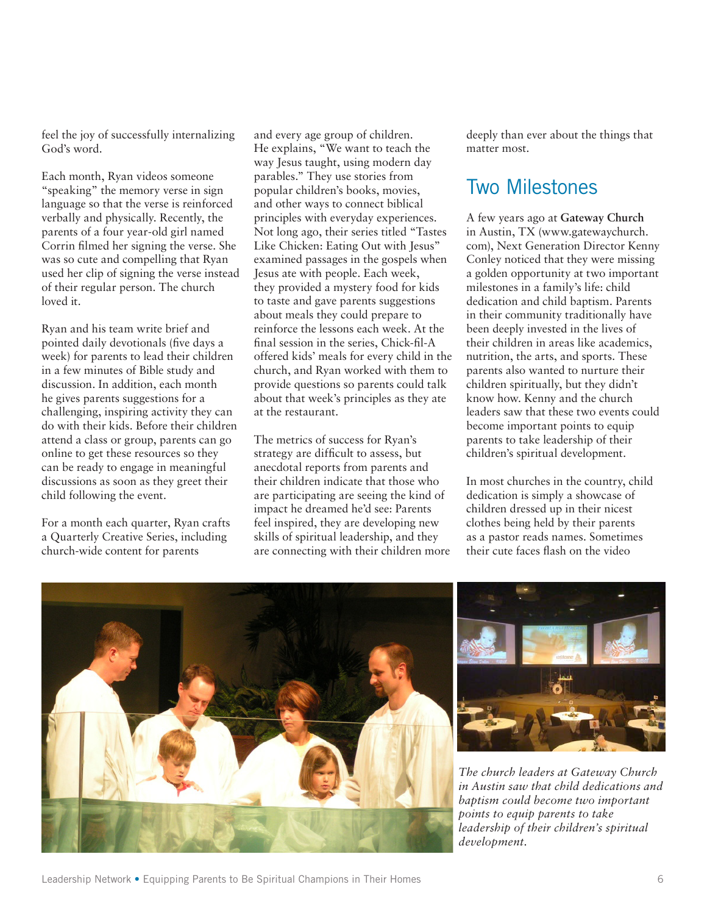feel the joy of successfully internalizing God's word.

Each month, Ryan videos someone "speaking" the memory verse in sign language so that the verse is reinforced verbally and physically. Recently, the parents of a four year-old girl named Corrin filmed her signing the verse. She was so cute and compelling that Ryan used her clip of signing the verse instead of their regular person. The church loved it.

Ryan and his team write brief and pointed daily devotionals (five days a week) for parents to lead their children in a few minutes of Bible study and discussion. In addition, each month he gives parents suggestions for a challenging, inspiring activity they can do with their kids. Before their children attend a class or group, parents can go online to get these resources so they can be ready to engage in meaningful discussions as soon as they greet their child following the event.

For a month each quarter, Ryan crafts a Quarterly Creative Series, including church-wide content for parents and every age group of children. He explains, "We want to teach the way Jesus taught, using modern day parables." They use stories from popular children's books, movies, and other ways to connect biblical principles with everyday experiences. Not long ago, their series titled "Tastes Like Chicken: Eating Out with Jesus" examined passages in the gospels when Jesus ate with people. Each week, they provided a mystery food for kids to taste and gave parents suggestions about meals they could prepare to reinforce the lessons each week. At the final session in the series, Chick-fil-A offered kids' meals for every child in the church, and Ryan worked with them to provide questions so parents could talk about that week's principles as they ate at the restaurant.

The metrics of success for Ryan's strategy are difficult to assess, but anecdotal reports from parents and their children indicate that those who are participating are seeing the kind of impact he dreamed he'd see: Parents feel inspired, they are developing new skills of spiritual leadership, and they are connecting with their children more deeply than ever about the things that matter most.

## Two Milestones

A few years ago at **Gateway Church** in Austin, TX (www.gatewaychurch.com), Next Generation Director Kenny Conley noticed that they were missing a golden opportunity at two important milestones in a family's life: child dedication and child baptism. Parents in their community traditionally have been deeply invested in the lives of their children in areas like academics, nutrition, the arts, and sports. These parents also wanted to nurture their children spiritually, but they didn't know how. Kenny and the church leaders saw that these two events could become important points to equip parents to take leadership of their children's spiritual development.

In most churches in the country, child dedication is simply a showcase of children dressed up in their nicest clothes being held by their parents as a pastor reads names. Sometimes their cute faces flash on the video

*The church leaders at Gateway Church in Austin saw that child dedications and baptism could become two important points to equip parents to take leadership of their children's spiritual development.*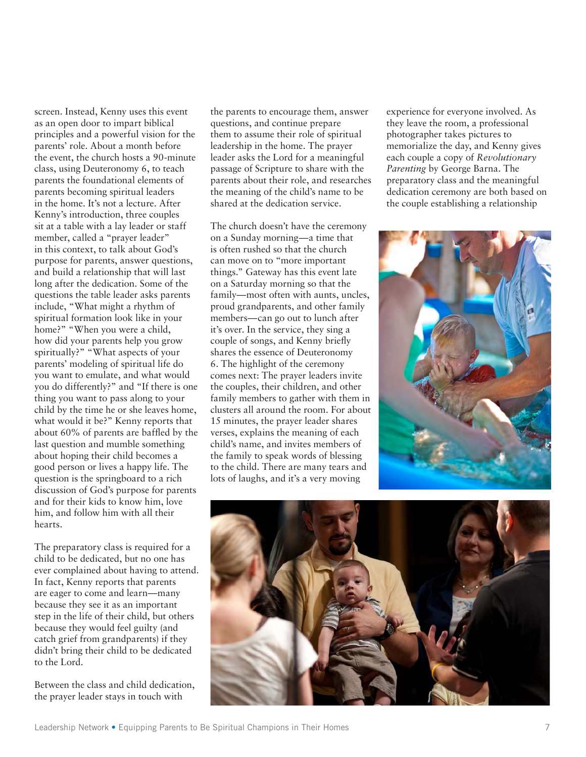screen. Instead, Kenny uses this event as an open door to impart biblical principles and a powerful vision for the parents' role. About a month before the event, the church hosts a 90-minute class, using Deuteronomy 6, to teach parents the foundational elements of parents becoming spiritual leaders in the home. It's not a lecture. After Kenny's introduction, three couples sit at a table with a lay leader or staff member, called a "prayer leader" in this context, to talk about God's purpose for parents, answer questions, and build a relationship that will last long after the dedication. Some of the questions the table leader asks parents include, "What might a rhythm of spiritual formation look like in your home?" "When you were a child, how did your parents help you grow spiritually?" "What aspects of your parents' modeling of spiritual life do you want to emulate, and what would you do differently?" and "If there is one thing you want to pass along to your child by the time he or she leaves home, what would it be?" Kenny reports that about 60% of parents are baffled by the last question and mumble something about hoping that their child becomes a good person or lives a happy life. The question is the springboard to a rich discussion of God's purpose for parents and for their kids to know him, love him, and follow him with all their hearts.

The preparatory class is required for a child to be dedicated, but no one has ever complained about having to attend. In fact, Kenny reports that parents are eager to come and learn—many because they see it as an important step in the life of their child, but others because they would feel guilty (and catch grief from grandparents) if they didn't bring their child to be dedicated to the Lord.

Between the class and child dedication, the prayer leader stays in touch with the parents to encourage them, answer questions, and continue prepare them to assume their role of spiritual leadership in the home. The prayer leader asks the Lord for a meaningful passage of Scripture to share with the parents about their role, and researches the meaning of the child's name to be shared at the dedication service.

The church doesn't have the ceremony on a Sunday morning—a time that is often rushed so that the church can move on to "more important things." Gateway has this event late on a Saturday morning so that the family—most often with aunts, uncles, proud grandparents, and other family members—can go out to lunch after it's over. In the service, they sing a couple of songs, and Kenny briefly shares the essence of Deuteronomy 6. The highlight of the ceremony comes next: The prayer leaders invite the couples, their children, and other family members to gather with them in clusters all around the room. For about 15 minutes, the prayer leader shares verses, explains the meaning of each child's name, and invites members of the family to speak words of blessing to the child. There are many tears and lots of laughs, and it's a very moving experience for everyone involved. As they leave the room, a professional photographer takes pictures to memorialize the day, and Kenny gives each couple a copy of *Revolutionary Parenting* by George Barna. The preparatory class and the meaningful dedication ceremony are both based on the couple establishing a relationship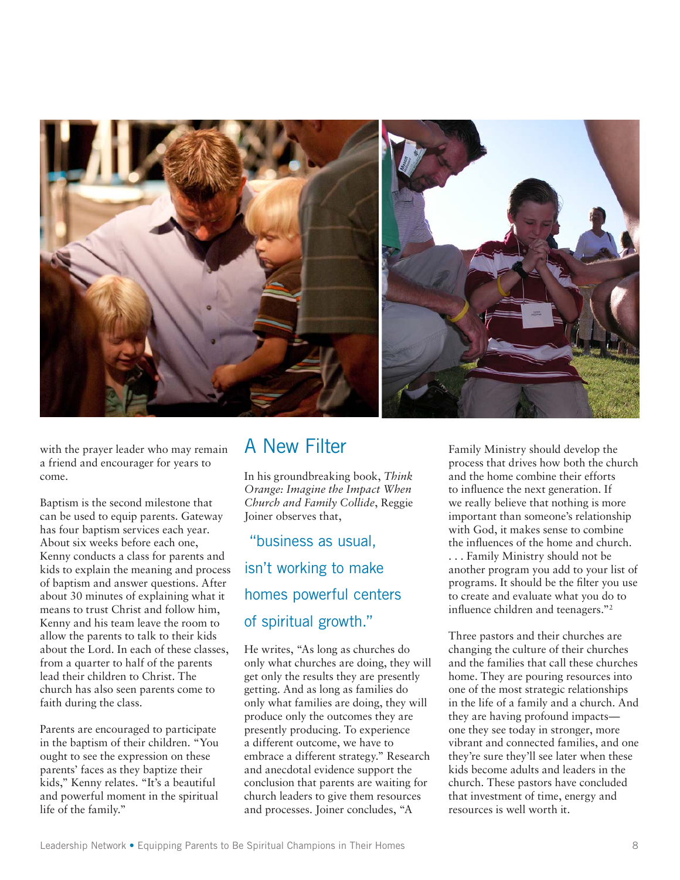with the prayer leader who may remain a friend and encourager for years to come.

Baptism is the second milestone that can be used to equip parents. Gateway has four baptism services each year. About six weeks before each one, Kenny conducts a class for parents and kids to explain the meaning and process of baptism and answer questions. After about 30 minutes of explaining what it means to trust Christ and follow him, Kenny and his team leave the room to allow the parents to talk to their kids about the Lord. In each of these classes, from a quarter to half of the parents lead their children to Christ. The church has also seen parents come to faith during the class.

Parents are encouraged to participate in the baptism of their children. "You ought to see the expression on these parents' faces as they baptize their kids," Kenny relates. "It's a beautiful and powerful moment in the spiritual life of the family."

## A New Filter

In his groundbreaking book, *Think Orange: Imagine the Impact When Church and Family Collide*, Reggie Joiner observes that,

> "business as usual, isn't working to make homes powerful centers of spiritual growth."

He writes, "As long as churches do only what churches are doing, they will get only the results they are presently getting. And as long as families do only what families are doing, they will produce only the outcomes they are presently producing. To experience a different outcome, we have to embrace a different strategy." Research and anecdotal evidence support the conclusion that parents are waiting for church leaders to give them resources and processes. Joiner concludes, "A Family Ministry should develop the process that drives how both the church and the home combine their efforts to influence the next generation. If we really believe that nothing is more important than someone's relationship with God, it makes sense to combine the influences of the home and church. . . . Family Ministry should not be another program you add to your list of programs. It should be the filter you use to create and evaluate what you do to influence children and teenagers."[2]

Three pastors and their churches are changing the culture of their churches and the families that call these churches home. They are pouring resources into one of the most strategic relationships in the life of a family and a church. And they are having profound impacts—one they see today in stronger, more vibrant and connected families, and one they're sure they'll see later when these kids become adults and leaders in the church. These pastors have concluded that investment of time, energy and resources is well worth it.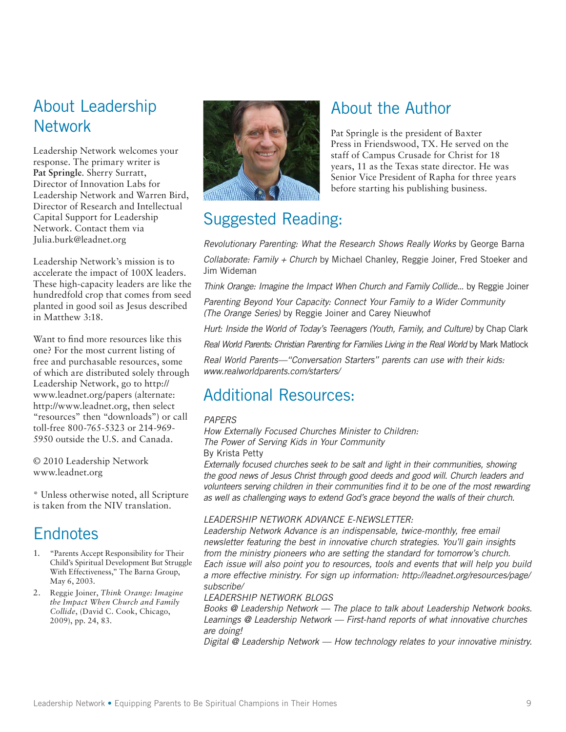## About Leadership Network

Leadership Network welcomes your response. The primary writer is **Pat Springle**. Sherry Surratt, Director of Innovation Labs for Leadership Network and Warren Bird, Director of Research and Intellectual Capital Support for Leadership Network. Contact them via Julia.burk@leadnet.org

Leadership Network's mission is to accelerate the impact of 100X leaders. These high-capacity leaders are like the hundredfold crop that comes from seed planted in good soil as Jesus described in Matthew 3:18.

Want to find more resources like this one? For the most current listing of free and purchasable resources, some of which are distributed solely through Leadership Network, go to http://www.leadnet.org/papers (alternate: http://www.leadnet.org, then select "resources" then "downloads") or call toll-free 800-765-5323 or 214-969-5950 outside the U.S. and Canada.

© 2010 Leadership Network
www.leadnet.org

* Unless otherwise noted, all Scripture is taken from the NIV translation.

## Endnotes

1. "Parents Accept Responsibility for Their Child's Spiritual Development But Struggle With Effectiveness," The Barna Group, May 6, 2003.
2. Reggie Joiner, *Think Orange: Imagine the Impact When Church and Family Collide*, (David C. Cook, Chicago, 2009), pp. 24, 83.

## About the Author

Pat Springle is the president of Baxter Press in Friendswood, TX. He served on the staff of Campus Crusade for Christ for 18 years, 11 as the Texas state director. He was Senior Vice President of Rapha for three years before starting his publishing business.

## Suggested Reading:

*Revolutionary Parenting: What the Research Shows Really Works* by George Barna

*Collaborate: Family + Church* by Michael Chanley, Reggie Joiner, Fred Stoeker and Jim Wideman

*Think Orange: Imagine the Impact When Church and Family Collide...* by Reggie Joiner

*Parenting Beyond Your Capacity: Connect Your Family to a Wider Community (The Orange Series)* by Reggie Joiner and Carey Nieuwhof

*Hurt: Inside the World of Today's Teenagers (Youth, Family, and Culture)* by Chap Clark

*Real World Parents: Christian Parenting for Families Living in the Real World* by Mark Matlock

*Real World Parents—"Conversation Starters" parents can use with their kids: www.realworldparents.com/starters/*

## Additional Resources:

*PAPERS*
*How Externally Focused Churches Minister to Children: The Power of Serving Kids in Your Community*
By Krista Petty
*Externally focused churches seek to be salt and light in their communities, showing the good news of Jesus Christ through good deeds and good will. Church leaders and volunteers serving children in their communities find it to be one of the most rewarding as well as challenging ways to extend God's grace beyond the walls of their church.*

*LEADERSHIP NETWORK ADVANCE E-NEWSLETTER:*
*Leadership Network Advance is an indispensable, twice-monthly, free email newsletter featuring the best in innovative church strategies. You'll gain insights from the ministry pioneers who are setting the standard for tomorrow's church. Each issue will also point you to resources, tools and events that will help you build a more effective ministry. For sign up information: http://leadnet.org/resources/page/subscribe/*

*LEADERSHIP NETWORK BLOGS*
*Books @ Leadership Network — The place to talk about Leadership Network books.*
*Learnings @ Leadership Network — First-hand reports of what innovative churches are doing!*
*Digital @ Leadership Network — How technology relates to your innovative ministry.*